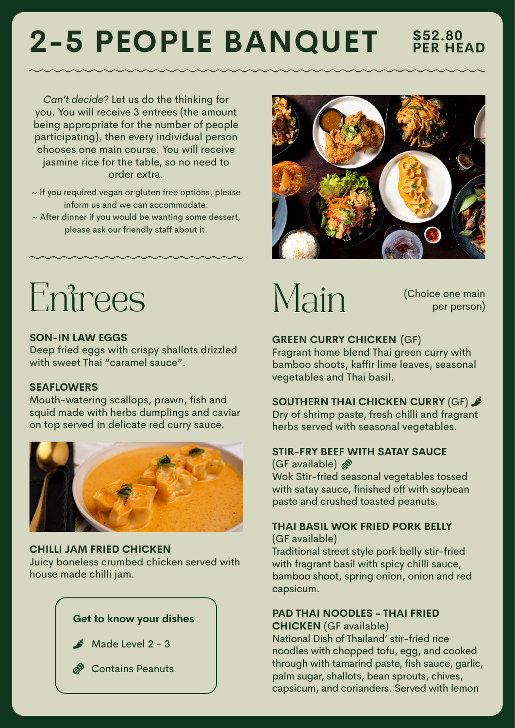# 2-5 PEOPLE BANQUET

**$52.80 PER HEAD**

*Can't decide?* Let us do the thinking for you. You will receive 3 entrees (the amount being appropriate for the number of people participating), then every individual person chooses one main course. You will receive jasmine rice for the table, so no need to order extra.

~ If you required vegan or gluten free options, please inform us and we can accommodate.
~ After dinner if you would be wanting some dessert, please ask our friendly staff about it.

## Entrees

**SON-IN LAW EGGS**
Deep fried eggs with crispy shallots drizzled with sweet Thai "caramel sauce".

**SEAFLOWERS**
Mouth-watering scallops, prawn, fish and squid made with herbs dumplings and caviar on top served in delicate red curry sauce.

**CHILLI JAM FRIED CHICKEN**
Juicy boneless crumbed chicken served with house made chilli jam.

**Get to know your dishes**

- 🌶 Made Level 2 - 3
- 🥜 Contains Peanuts

## Main

(Choice one main per person)

**GREEN CURRY CHICKEN** (GF)
Fragrant home blend Thai green curry with bamboo shoots, kaffir lime leaves, seasonal vegetables and Thai basil.

**SOUTHERN THAI CHICKEN CURRY** (GF) 🌶
Dry of shrimp paste, fresh chilli and fragrant herbs served with seasonal vegetables.

**STIR-FRY BEEF WITH SATAY SAUCE** (GF available) 🥜
Wok Stir-fried seasonal vegetables tossed with satay sauce, finished off with soybean paste and crushed toasted peanuts.

**THAI BASIL WOK FRIED PORK BELLY** (GF available)
Traditional street style pork belly stir-fried with fragrant basil with spicy chilli sauce, bamboo shoot, spring onion, onion and red capsicum.

**PAD THAI NOODLES - THAI FRIED CHICKEN** (GF available)
National Dish of Thailand' stir-fried rice noodles with chopped tofu, egg, and cooked through with tamarind paste, fish sauce, garlic, palm sugar, shallots, bean sprouts, chives, capsicum, and corianders. Served with lemon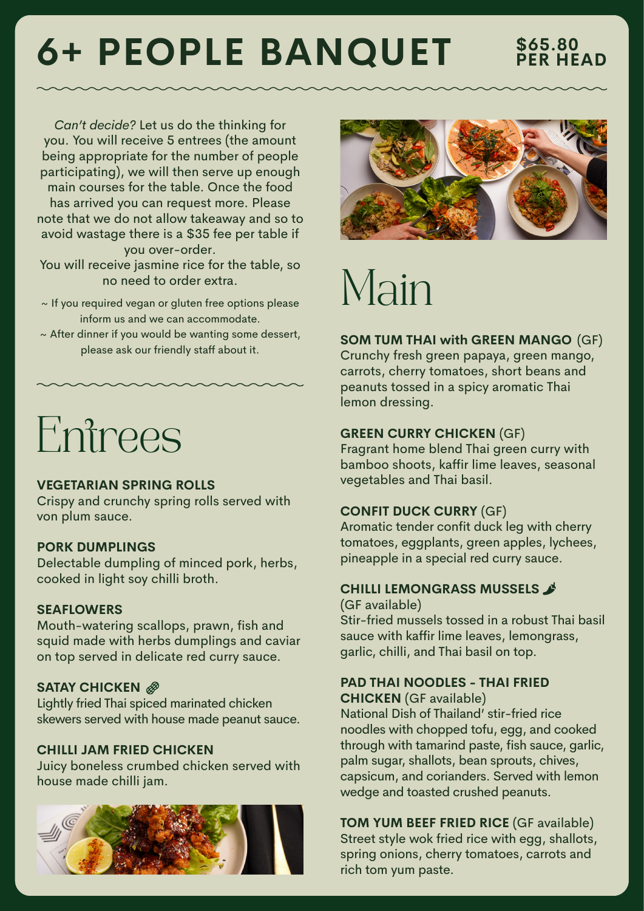# 6+ PEOPLE BANQUET

**$65.80 PER HEAD**

*Can't decide?* Let us do the thinking for you. You will receive 5 entrees (the amount being appropriate for the number of people participating), we will then serve up enough main courses for the table. Once the food has arrived you can request more. Please note that we do not allow takeaway and so to avoid wastage there is a $35 fee per table if you over-order.

You will receive jasmine rice for the table, so no need to order extra.

~ If you required vegan or gluten free options please inform us and we can accommodate.

~ After dinner if you would be wanting some dessert, please ask our friendly staff about it.

## Entrees

**VEGETARIAN SPRING ROLLS**
Crispy and crunchy spring rolls served with von plum sauce.

**PORK DUMPLINGS**
Delectable dumpling of minced pork, herbs, cooked in light soy chilli broth.

**SEAFLOWERS**
Mouth-watering scallops, prawn, fish and squid made with herbs dumplings and caviar on top served in delicate red curry sauce.

**SATAY CHICKEN**
Lightly fried Thai spiced marinated chicken skewers served with house made peanut sauce.

**CHILLI JAM FRIED CHICKEN**
Juicy boneless crumbed chicken served with house made chilli jam.

## Main

**SOM TUM THAI with GREEN MANGO** (GF)
Crunchy fresh green papaya, green mango, carrots, cherry tomatoes, short beans and peanuts tossed in a spicy aromatic Thai lemon dressing.

**GREEN CURRY CHICKEN** (GF)
Fragrant home blend Thai green curry with bamboo shoots, kaffir lime leaves, seasonal vegetables and Thai basil.

**CONFIT DUCK CURRY** (GF)
Aromatic tender confit duck leg with cherry tomatoes, eggplants, green apples, lychees, pineapple in a special red curry sauce.

**CHILLI LEMONGRASS MUSSELS**
(GF available)
Stir-fried mussels tossed in a robust Thai basil sauce with kaffir lime leaves, lemongrass, garlic, chilli, and Thai basil on top.

**PAD THAI NOODLES - THAI FRIED CHICKEN** (GF available)
National Dish of Thailand' stir-fried rice noodles with chopped tofu, egg, and cooked through with tamarind paste, fish sauce, garlic, palm sugar, shallots, bean sprouts, chives, capsicum, and corianders. Served with lemon wedge and toasted crushed peanuts.

**TOM YUM BEEF FRIED RICE** (GF available)
Street style wok fried rice with egg, shallots, spring onions, cherry tomatoes, carrots and rich tom yum paste.